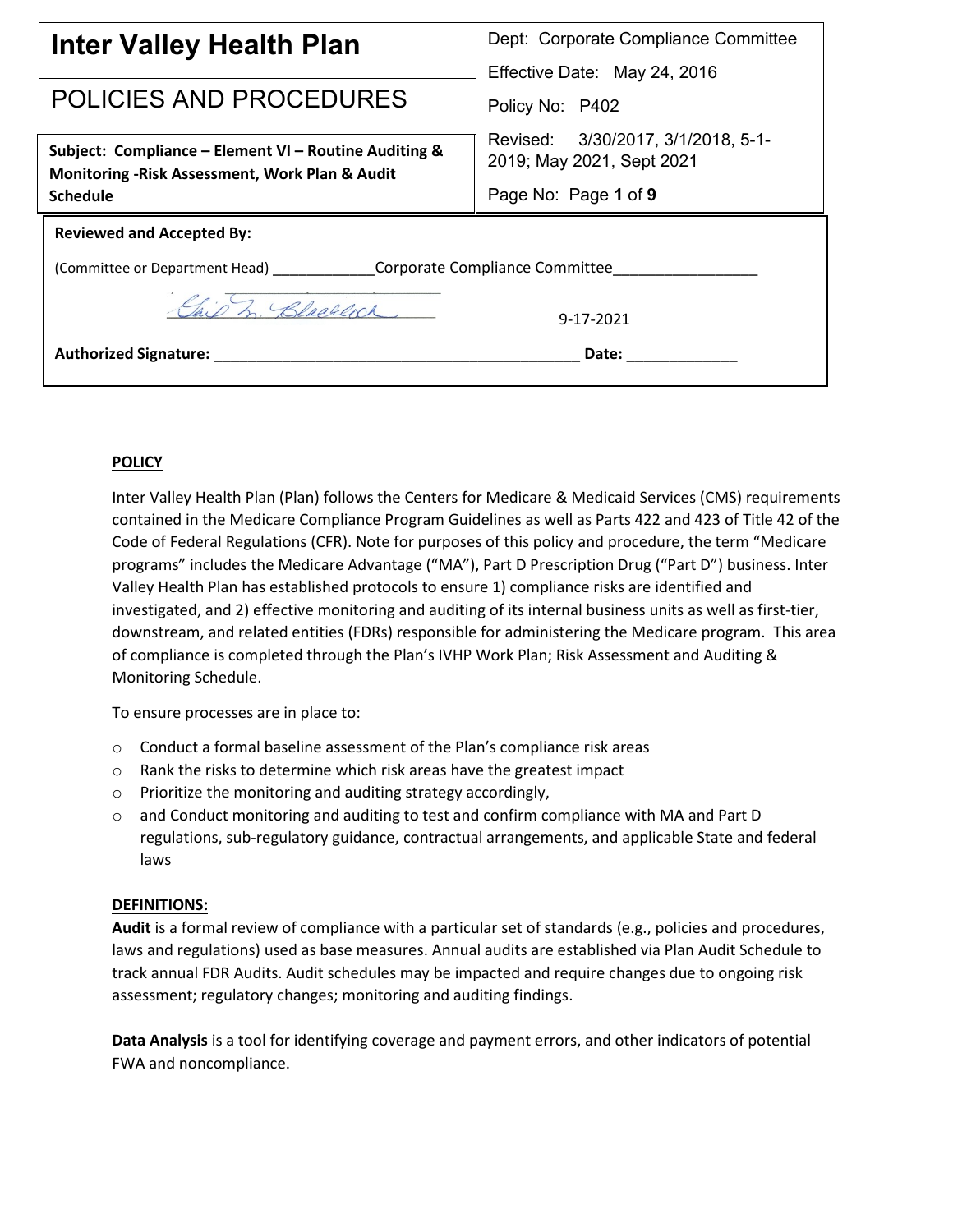| **Inter Valley Health Plan** | Dept: Corporate Compliance Committee |
|---|---|
| | Effective Date: May 24, 2016 |
| POLICIES AND PROCEDURES | Policy No: P402 |
| **Subject: Compliance – Element VI – Routine Auditing & Monitoring -Risk Assessment, Work Plan & Audit Schedule** | Revised: 3/30/2017, 3/1/2018, 5-1-2019; May 2021, Sept 2021 |
| | Page No: Page **1** of **9** |

**Reviewed and Accepted By:**

(Committee or Department Head) ____________Corporate Compliance Committee_________________

**Authorized Signature:** [signature] **Date:** 9-17-2021

**POLICY**

Inter Valley Health Plan (Plan) follows the Centers for Medicare & Medicaid Services (CMS) requirements contained in the Medicare Compliance Program Guidelines as well as Parts 422 and 423 of Title 42 of the Code of Federal Regulations (CFR). Note for purposes of this policy and procedure, the term "Medicare programs" includes the Medicare Advantage ("MA"), Part D Prescription Drug ("Part D") business. Inter Valley Health Plan has established protocols to ensure 1) compliance risks are identified and investigated, and 2) effective monitoring and auditing of its internal business units as well as first-tier, downstream, and related entities (FDRs) responsible for administering the Medicare program. This area of compliance is completed through the Plan's IVHP Work Plan; Risk Assessment and Auditing & Monitoring Schedule.

To ensure processes are in place to:

- Conduct a formal baseline assessment of the Plan's compliance risk areas
- Rank the risks to determine which risk areas have the greatest impact
- Prioritize the monitoring and auditing strategy accordingly,
- and Conduct monitoring and auditing to test and confirm compliance with MA and Part D regulations, sub-regulatory guidance, contractual arrangements, and applicable State and federal laws

**DEFINITIONS:**

**Audit** is a formal review of compliance with a particular set of standards (e.g., policies and procedures, laws and regulations) used as base measures. Annual audits are established via Plan Audit Schedule to track annual FDR Audits. Audit schedules may be impacted and require changes due to ongoing risk assessment; regulatory changes; monitoring and auditing findings.

**Data Analysis** is a tool for identifying coverage and payment errors, and other indicators of potential FWA and noncompliance.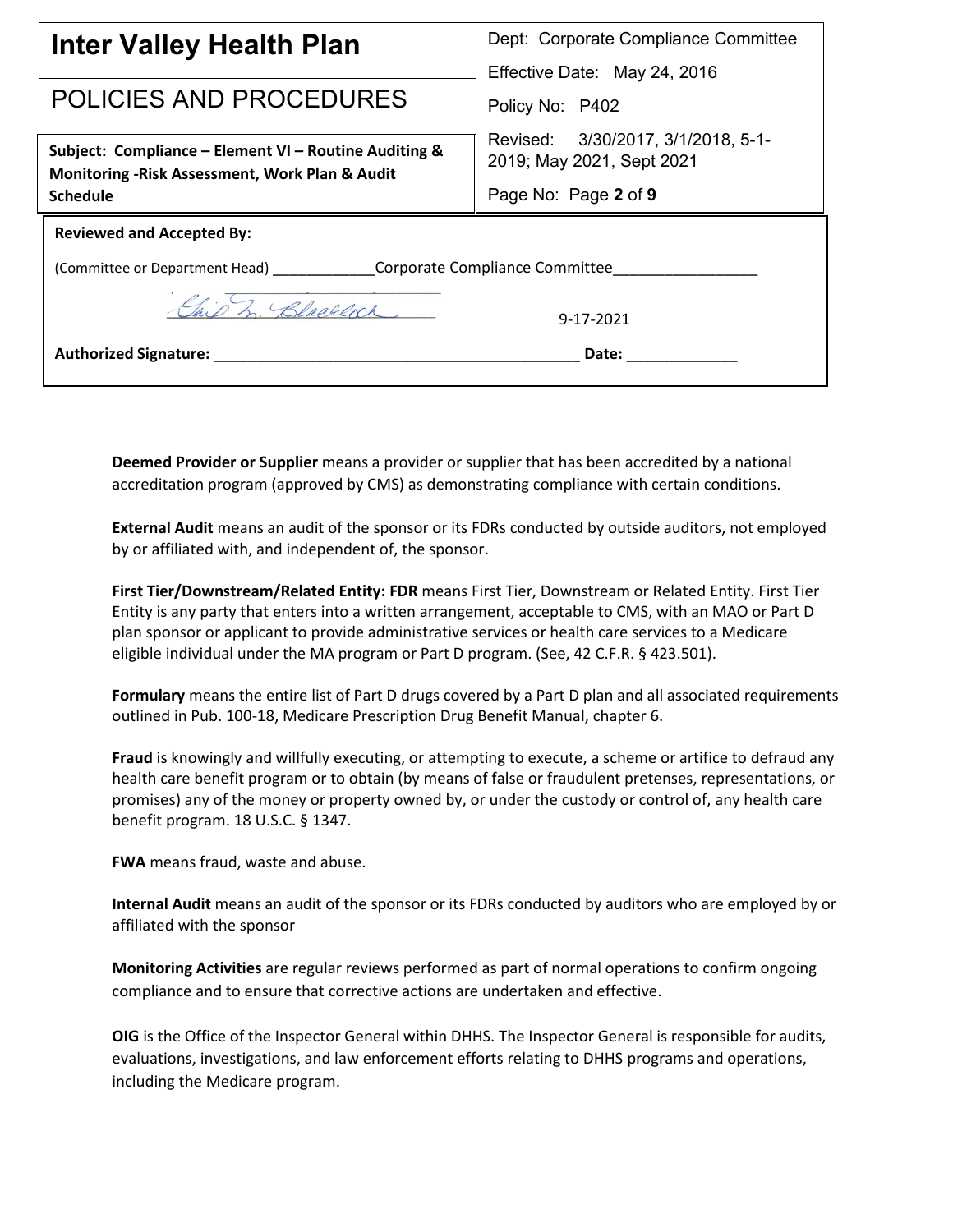**Deemed Provider or Supplier** means a provider or supplier that has been accredited by a national accreditation program (approved by CMS) as demonstrating compliance with certain conditions.

**External Audit** means an audit of the sponsor or its FDRs conducted by outside auditors, not employed by or affiliated with, and independent of, the sponsor.

**First Tier/Downstream/Related Entity: FDR** means First Tier, Downstream or Related Entity. First Tier Entity is any party that enters into a written arrangement, acceptable to CMS, with an MAO or Part D plan sponsor or applicant to provide administrative services or health care services to a Medicare eligible individual under the MA program or Part D program. (See, 42 C.F.R. § 423.501).

**Formulary** means the entire list of Part D drugs covered by a Part D plan and all associated requirements outlined in Pub. 100-18, Medicare Prescription Drug Benefit Manual, chapter 6.

**Fraud** is knowingly and willfully executing, or attempting to execute, a scheme or artifice to defraud any health care benefit program or to obtain (by means of false or fraudulent pretenses, representations, or promises) any of the money or property owned by, or under the custody or control of, any health care benefit program. 18 U.S.C. § 1347.

**FWA** means fraud, waste and abuse.

**Internal Audit** means an audit of the sponsor or its FDRs conducted by auditors who are employed by or affiliated with the sponsor

**Monitoring Activities** are regular reviews performed as part of normal operations to confirm ongoing compliance and to ensure that corrective actions are undertaken and effective.

**OIG** is the Office of the Inspector General within DHHS. The Inspector General is responsible for audits, evaluations, investigations, and law enforcement efforts relating to DHHS programs and operations, including the Medicare program.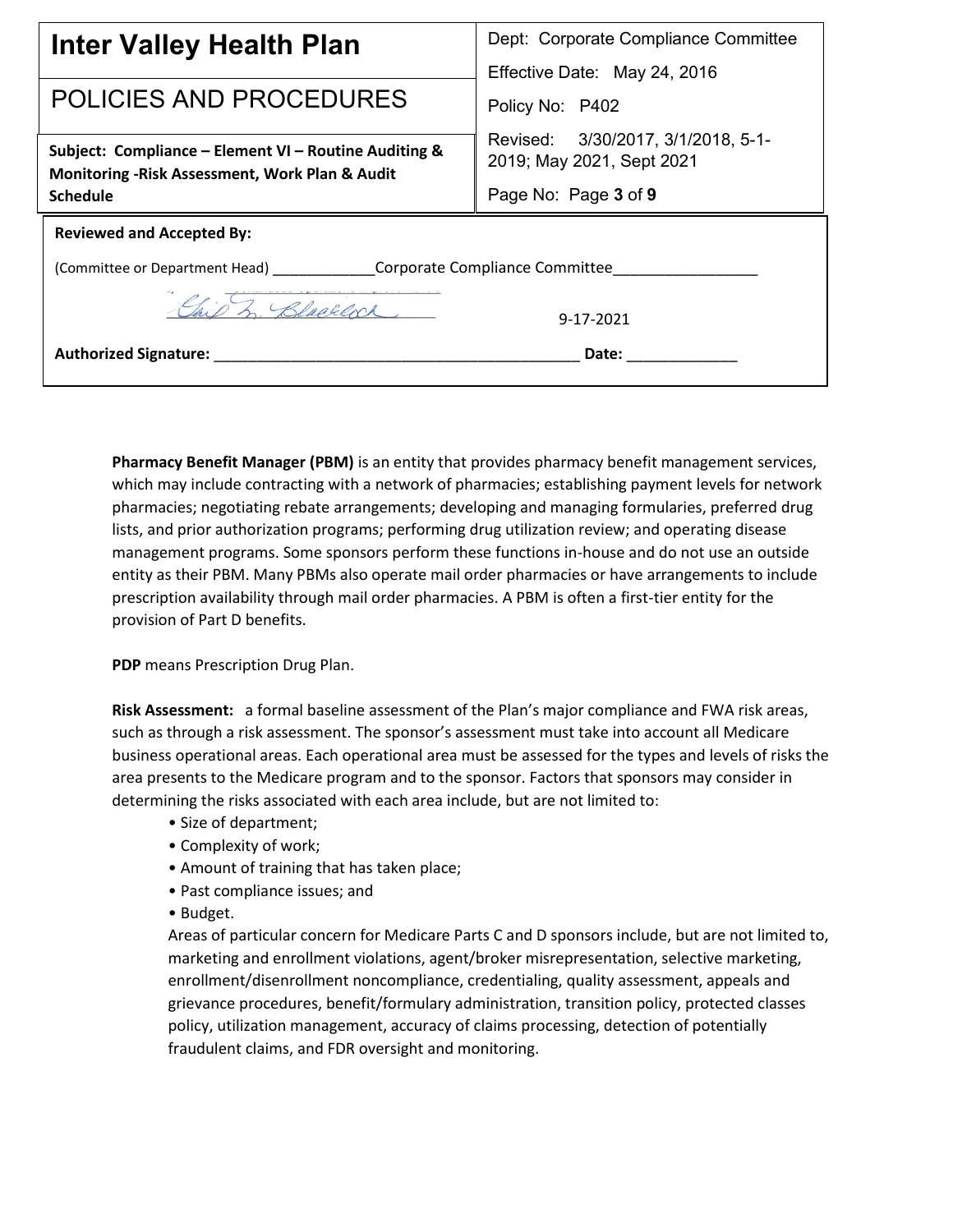**Pharmacy Benefit Manager (PBM)** is an entity that provides pharmacy benefit management services, which may include contracting with a network of pharmacies; establishing payment levels for network pharmacies; negotiating rebate arrangements; developing and managing formularies, preferred drug lists, and prior authorization programs; performing drug utilization review; and operating disease management programs. Some sponsors perform these functions in-house and do not use an outside entity as their PBM. Many PBMs also operate mail order pharmacies or have arrangements to include prescription availability through mail order pharmacies. A PBM is often a first-tier entity for the provision of Part D benefits.

**PDP** means Prescription Drug Plan.

**Risk Assessment:** a formal baseline assessment of the Plan's major compliance and FWA risk areas, such as through a risk assessment. The sponsor's assessment must take into account all Medicare business operational areas. Each operational area must be assessed for the types and levels of risks the area presents to the Medicare program and to the sponsor. Factors that sponsors may consider in determining the risks associated with each area include, but are not limited to:

- Size of department;
- Complexity of work;
- Amount of training that has taken place;
- Past compliance issues; and
- Budget.

Areas of particular concern for Medicare Parts C and D sponsors include, but are not limited to, marketing and enrollment violations, agent/broker misrepresentation, selective marketing, enrollment/disenrollment noncompliance, credentialing, quality assessment, appeals and grievance procedures, benefit/formulary administration, transition policy, protected classes policy, utilization management, accuracy of claims processing, detection of potentially fraudulent claims, and FDR oversight and monitoring.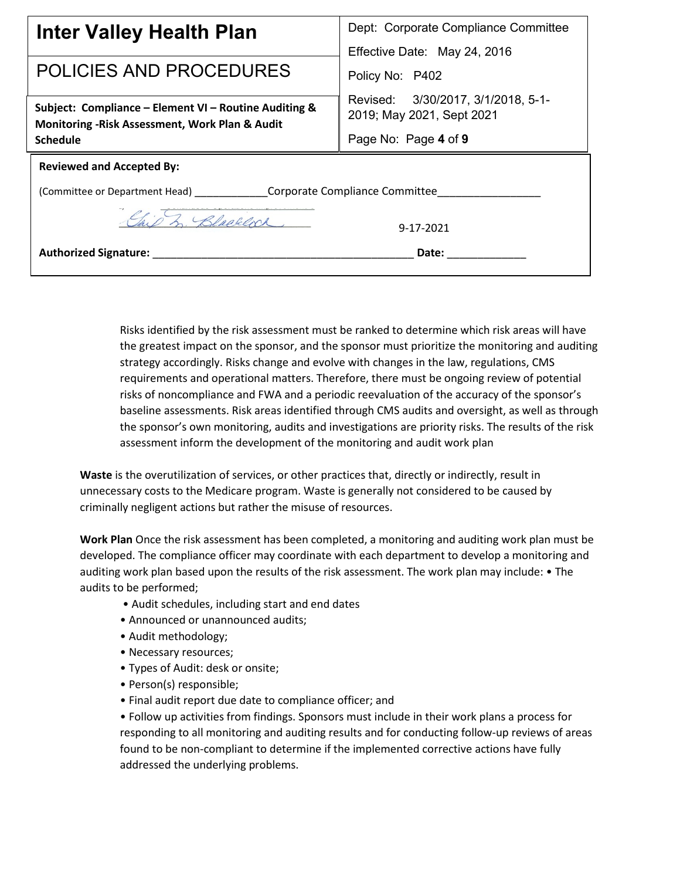Risks identified by the risk assessment must be ranked to determine which risk areas will have the greatest impact on the sponsor, and the sponsor must prioritize the monitoring and auditing strategy accordingly. Risks change and evolve with changes in the law, regulations, CMS requirements and operational matters. Therefore, there must be ongoing review of potential risks of noncompliance and FWA and a periodic reevaluation of the accuracy of the sponsor's baseline assessments. Risk areas identified through CMS audits and oversight, as well as through the sponsor's own monitoring, audits and investigations are priority risks. The results of the risk assessment inform the development of the monitoring and audit work plan

**Waste** is the overutilization of services, or other practices that, directly or indirectly, result in unnecessary costs to the Medicare program. Waste is generally not considered to be caused by criminally negligent actions but rather the misuse of resources.

**Work Plan** Once the risk assessment has been completed, a monitoring and auditing work plan must be developed. The compliance officer may coordinate with each department to develop a monitoring and auditing work plan based upon the results of the risk assessment. The work plan may include: • The audits to be performed;

- Audit schedules, including start and end dates
- Announced or unannounced audits;
- Audit methodology;
- Necessary resources;
- Types of Audit: desk or onsite;
- Person(s) responsible;
- Final audit report due date to compliance officer; and
- Follow up activities from findings. Sponsors must include in their work plans a process for responding to all monitoring and auditing results and for conducting follow-up reviews of areas found to be non-compliant to determine if the implemented corrective actions have fully addressed the underlying problems.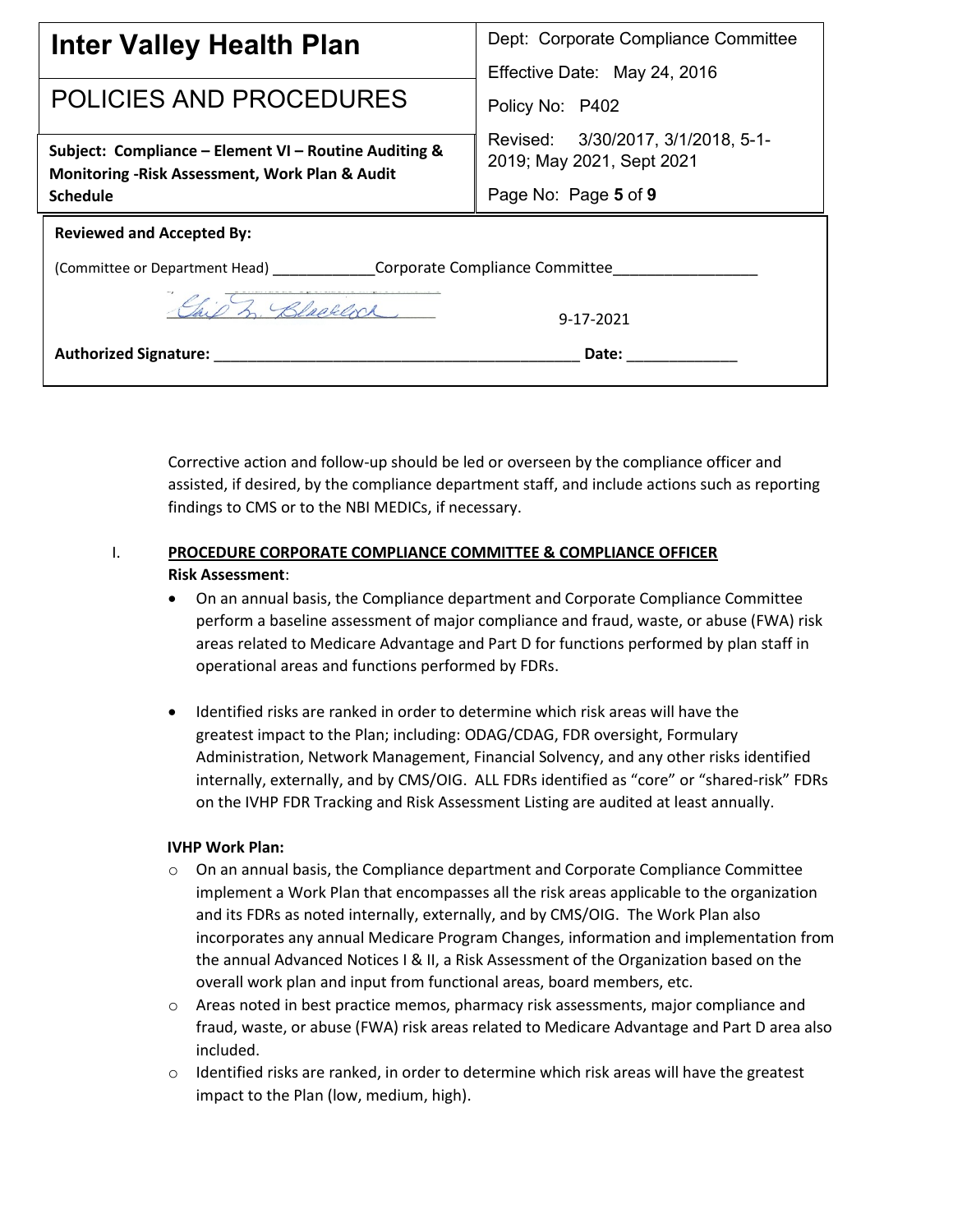Corrective action and follow-up should be led or overseen by the compliance officer and assisted, if desired, by the compliance department staff, and include actions such as reporting findings to CMS or to the NBI MEDICs, if necessary.

## I. PROCEDURE CORPORATE COMPLIANCE COMMITTEE & COMPLIANCE OFFICER

**Risk Assessment**:

- On an annual basis, the Compliance department and Corporate Compliance Committee perform a baseline assessment of major compliance and fraud, waste, or abuse (FWA) risk areas related to Medicare Advantage and Part D for functions performed by plan staff in operational areas and functions performed by FDRs.

- Identified risks are ranked in order to determine which risk areas will have the greatest impact to the Plan; including: ODAG/CDAG, FDR oversight, Formulary Administration, Network Management, Financial Solvency, and any other risks identified internally, externally, and by CMS/OIG. ALL FDRs identified as "core" or "shared-risk" FDRs on the IVHP FDR Tracking and Risk Assessment Listing are audited at least annually.

**IVHP Work Plan:**

- On an annual basis, the Compliance department and Corporate Compliance Committee implement a Work Plan that encompasses all the risk areas applicable to the organization and its FDRs as noted internally, externally, and by CMS/OIG. The Work Plan also incorporates any annual Medicare Program Changes, information and implementation from the annual Advanced Notices I & II, a Risk Assessment of the Organization based on the overall work plan and input from functional areas, board members, etc.
- Areas noted in best practice memos, pharmacy risk assessments, major compliance and fraud, waste, or abuse (FWA) risk areas related to Medicare Advantage and Part D area also included.
- Identified risks are ranked, in order to determine which risk areas will have the greatest impact to the Plan (low, medium, high).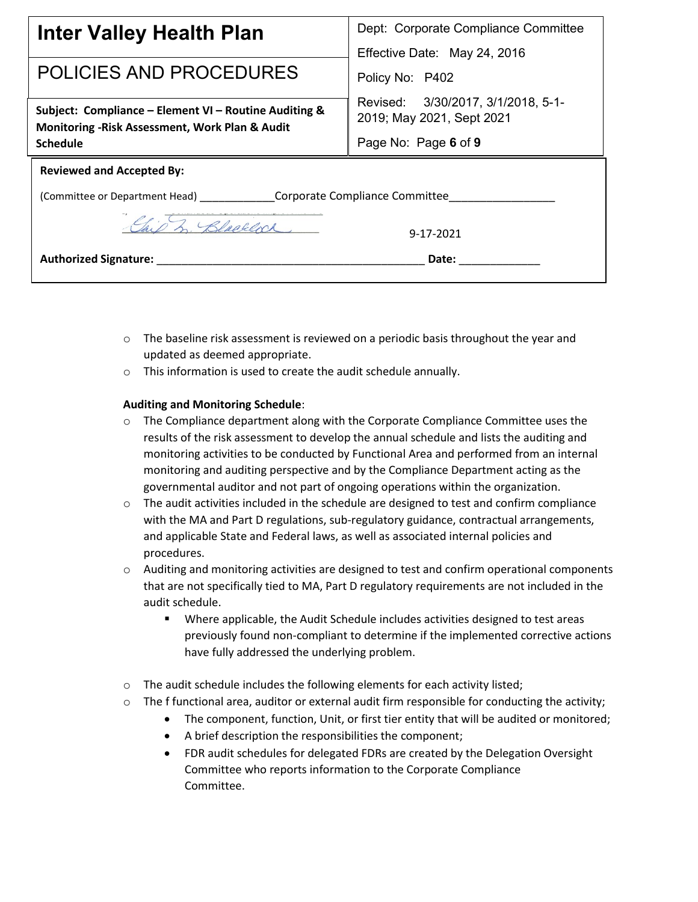- The baseline risk assessment is reviewed on a periodic basis throughout the year and updated as deemed appropriate.
- This information is used to create the audit schedule annually.

**Auditing and Monitoring Schedule**:

- The Compliance department along with the Corporate Compliance Committee uses the results of the risk assessment to develop the annual schedule and lists the auditing and monitoring activities to be conducted by Functional Area and performed from an internal monitoring and auditing perspective and by the Compliance Department acting as the governmental auditor and not part of ongoing operations within the organization.
- The audit activities included in the schedule are designed to test and confirm compliance with the MA and Part D regulations, sub-regulatory guidance, contractual arrangements, and applicable State and Federal laws, as well as associated internal policies and procedures.
- Auditing and monitoring activities are designed to test and confirm operational components that are not specifically tied to MA, Part D regulatory requirements are not included in the audit schedule.
  - Where applicable, the Audit Schedule includes activities designed to test areas previously found non-compliant to determine if the implemented corrective actions have fully addressed the underlying problem.

- The audit schedule includes the following elements for each activity listed;
- The f functional area, auditor or external audit firm responsible for conducting the activity;
  - The component, function, Unit, or first tier entity that will be audited or monitored;
  - A brief description the responsibilities the component;
  - FDR audit schedules for delegated FDRs are created by the Delegation Oversight Committee who reports information to the Corporate Compliance Committee.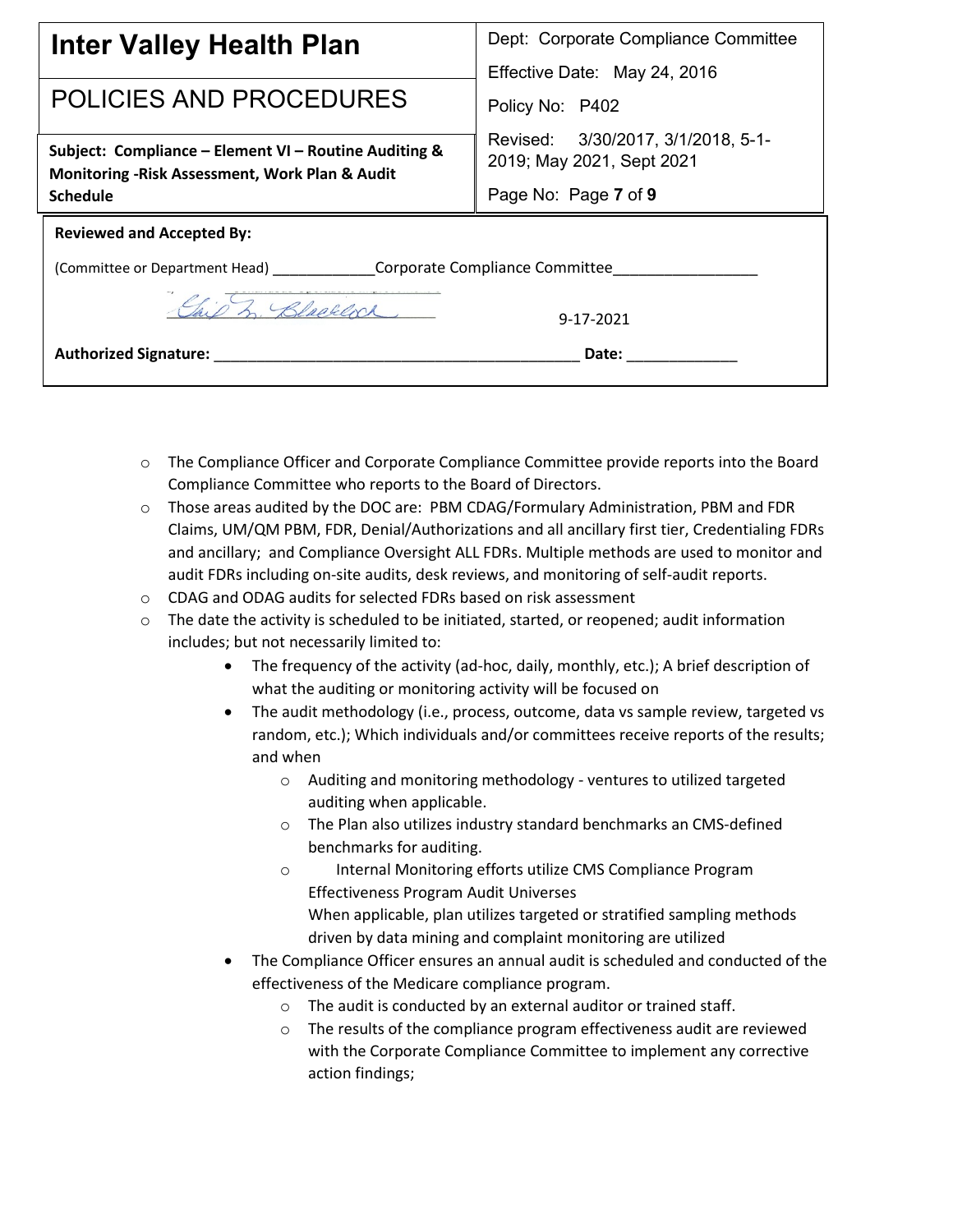- The Compliance Officer and Corporate Compliance Committee provide reports into the Board Compliance Committee who reports to the Board of Directors.
- Those areas audited by the DOC are: PBM CDAG/Formulary Administration, PBM and FDR Claims, UM/QM PBM, FDR, Denial/Authorizations and all ancillary first tier, Credentialing FDRs and ancillary; and Compliance Oversight ALL FDRs. Multiple methods are used to monitor and audit FDRs including on-site audits, desk reviews, and monitoring of self-audit reports.
- CDAG and ODAG audits for selected FDRs based on risk assessment
- The date the activity is scheduled to be initiated, started, or reopened; audit information includes; but not necessarily limited to:
  - The frequency of the activity (ad-hoc, daily, monthly, etc.); A brief description of what the auditing or monitoring activity will be focused on
  - The audit methodology (i.e., process, outcome, data vs sample review, targeted vs random, etc.); Which individuals and/or committees receive reports of the results; and when
    - Auditing and monitoring methodology - ventures to utilized targeted auditing when applicable.
    - The Plan also utilizes industry standard benchmarks an CMS-defined benchmarks for auditing.
    - Internal Monitoring efforts utilize CMS Compliance Program Effectiveness Program Audit Universes
      When applicable, plan utilizes targeted or stratified sampling methods driven by data mining and complaint monitoring are utilized
  - The Compliance Officer ensures an annual audit is scheduled and conducted of the effectiveness of the Medicare compliance program.
    - The audit is conducted by an external auditor or trained staff.
    - The results of the compliance program effectiveness audit are reviewed with the Corporate Compliance Committee to implement any corrective action findings;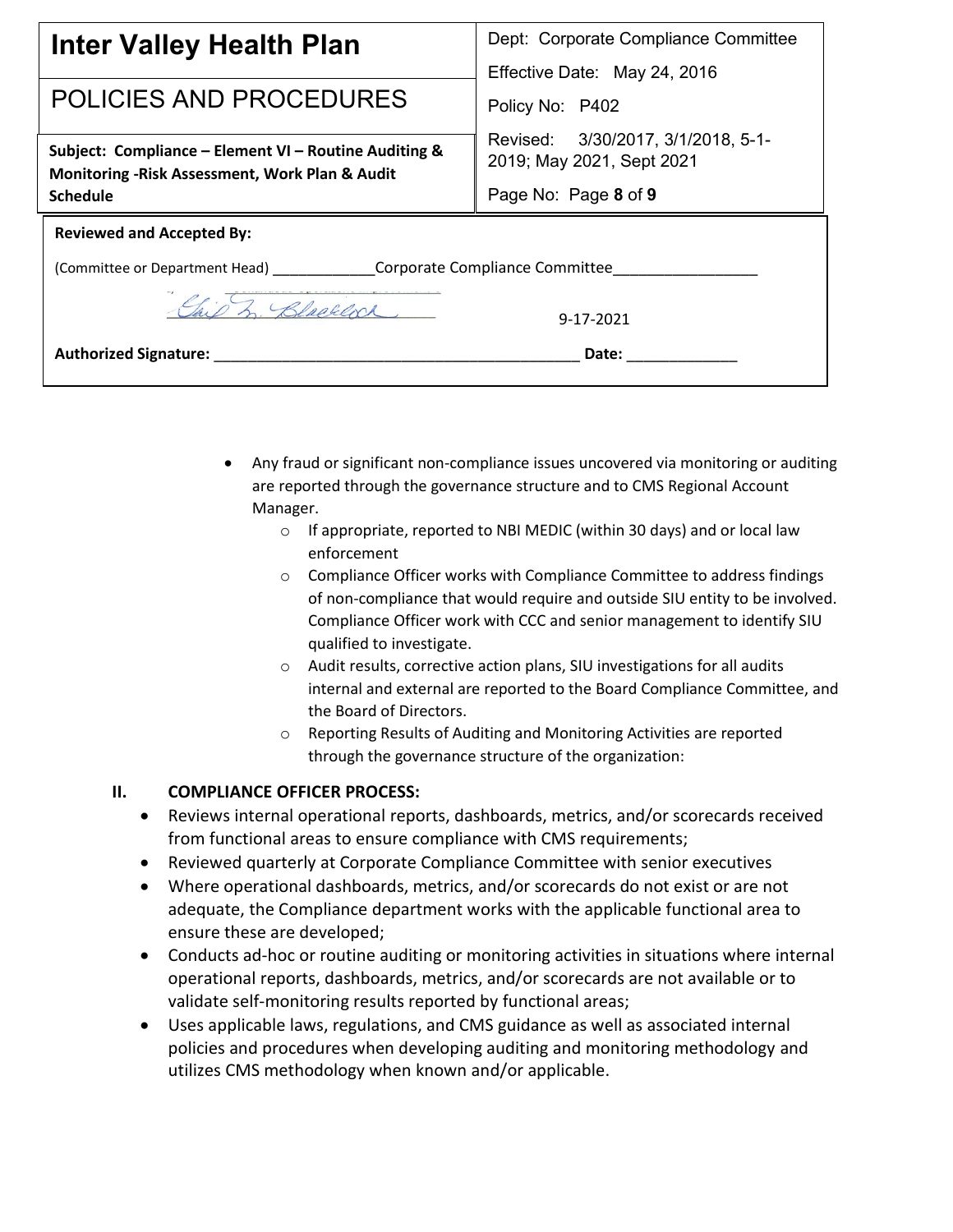| **Inter Valley Health Plan** | Dept: Corporate Compliance Committee |
| --- | --- |
| | Effective Date: May 24, 2016 |
| POLICIES AND PROCEDURES | Policy No: P402 |
| **Subject: Compliance – Element VI – Routine Auditing & Monitoring -Risk Assessment, Work Plan & Audit Schedule** | Revised: 3/30/2017, 3/1/2018, 5-1-2019; May 2021, Sept 2021 |

**Reviewed and Accepted By:**

(Committee or Department Head) ____________Corporate Compliance Committee________________

**Authorized Signature:** ____________________________________________ **Date:** 9-17-2021

- Any fraud or significant non-compliance issues uncovered via monitoring or auditing are reported through the governance structure and to CMS Regional Account Manager.
    - If appropriate, reported to NBI MEDIC (within 30 days) and or local law enforcement
    - Compliance Officer works with Compliance Committee to address findings of non-compliance that would require and outside SIU entity to be involved. Compliance Officer work with CCC and senior management to identify SIU qualified to investigate.
    - Audit results, corrective action plans, SIU investigations for all audits internal and external are reported to the Board Compliance Committee, and the Board of Directors.
    - Reporting Results of Auditing and Monitoring Activities are reported through the governance structure of the organization:

## II. COMPLIANCE OFFICER PROCESS:

- Reviews internal operational reports, dashboards, metrics, and/or scorecards received from functional areas to ensure compliance with CMS requirements;
- Reviewed quarterly at Corporate Compliance Committee with senior executives
- Where operational dashboards, metrics, and/or scorecards do not exist or are not adequate, the Compliance department works with the applicable functional area to ensure these are developed;
- Conducts ad-hoc or routine auditing or monitoring activities in situations where internal operational reports, dashboards, metrics, and/or scorecards are not available or to validate self-monitoring results reported by functional areas;
- Uses applicable laws, regulations, and CMS guidance as well as associated internal policies and procedures when developing auditing and monitoring methodology and utilizes CMS methodology when known and/or applicable.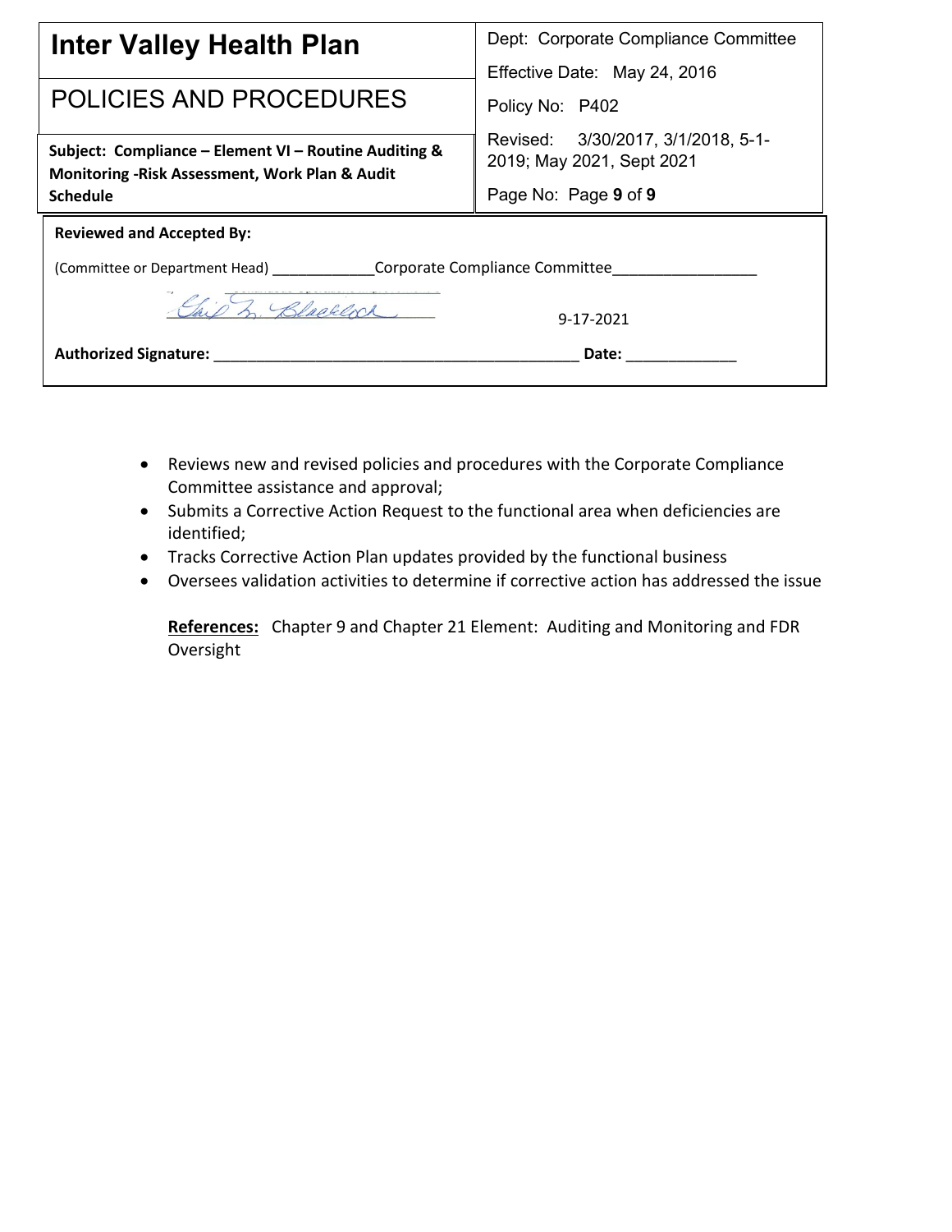**Reviewed and Accepted By:**

(Committee or Department Head) \_\_\_\_\_\_\_\_\_\_\_\_Corporate Compliance Committee\_\_\_\_\_\_\_\_\_\_\_\_\_\_\_\_\_

**Authorized Signature:** \_\_\_\_\_\_\_\_\_\_\_\_\_\_\_\_\_\_\_\_\_\_\_\_\_\_\_\_\_\_\_\_\_\_\_\_\_\_\_\_\_\_\_\_\_ **Date:** 9-17-2021

- Reviews new and revised policies and procedures with the Corporate Compliance Committee assistance and approval;
- Submits a Corrective Action Request to the functional area when deficiencies are identified;
- Tracks Corrective Action Plan updates provided by the functional business
- Oversees validation activities to determine if corrective action has addressed the issue

**References:** Chapter 9 and Chapter 21 Element: Auditing and Monitoring and FDR Oversight